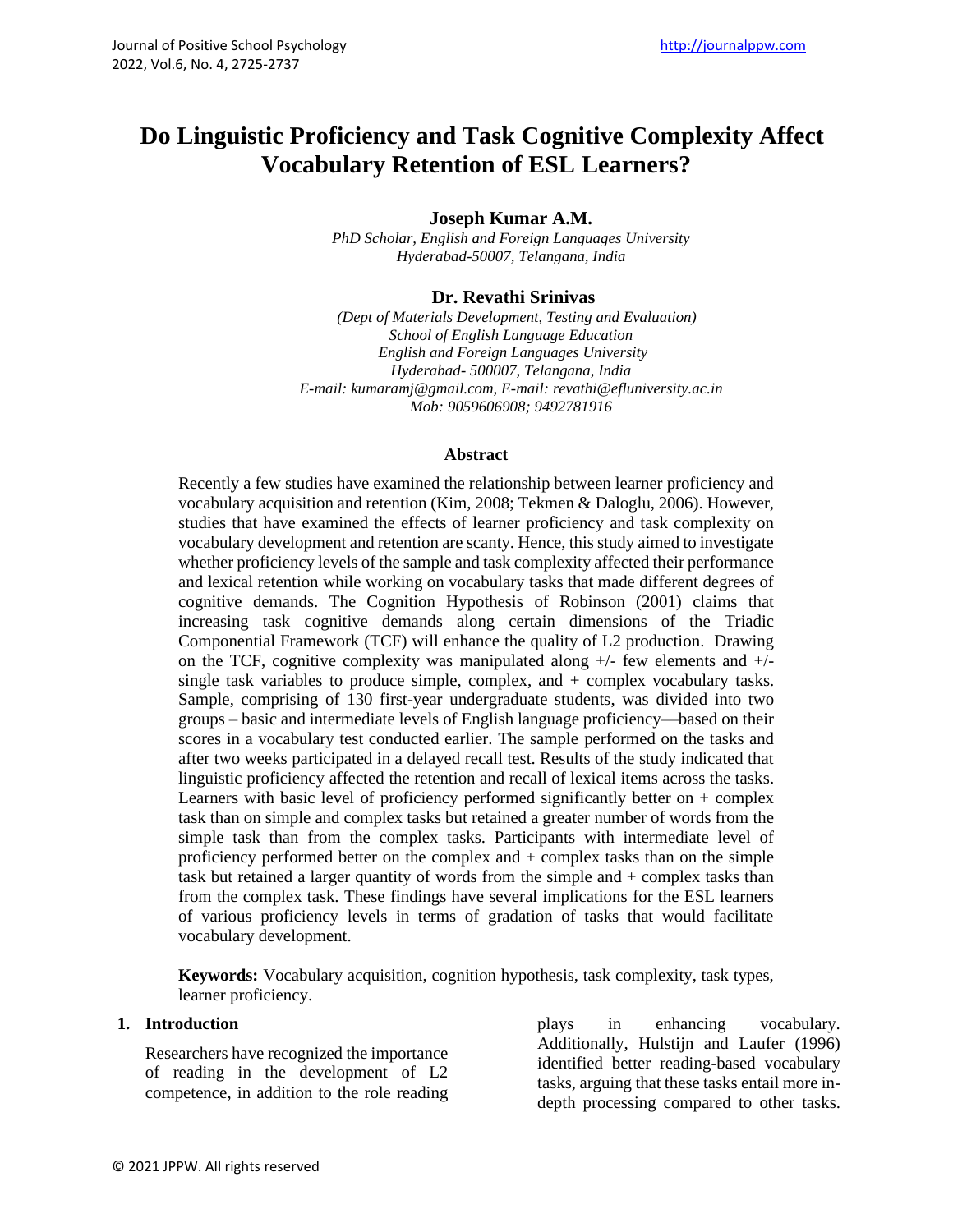# Do Linguistic Proficiency and Task Cognitive Complexity Affect Vocabulary Retention of ESL Learners?

**Joseph Kumar A.M.**

*PhD Scholar, English and Foreign Languages University*
*Hyderabad-50007, Telangana, India*

**Dr. Revathi Srinivas**

*(Dept of Materials Development, Testing and Evaluation)*
*School of English Language Education*
*English and Foreign Languages University*
*Hyderabad- 500007, Telangana, India*
*E-mail: kumaramj@gmail.com, E-mail: revathi@efluniversity.ac.in*
*Mob: 9059606908; 9492781916*

### Abstract

Recently a few studies have examined the relationship between learner proficiency and vocabulary acquisition and retention (Kim, 2008; Tekmen & Daloglu, 2006). However, studies that have examined the effects of learner proficiency and task complexity on vocabulary development and retention are scanty. Hence, this study aimed to investigate whether proficiency levels of the sample and task complexity affected their performance and lexical retention while working on vocabulary tasks that made different degrees of cognitive demands. The Cognition Hypothesis of Robinson (2001) claims that increasing task cognitive demands along certain dimensions of the Triadic Componential Framework (TCF) will enhance the quality of L2 production. Drawing on the TCF, cognitive complexity was manipulated along +/- few elements and +/- single task variables to produce simple, complex, and + complex vocabulary tasks. Sample, comprising of 130 first-year undergraduate students, was divided into two groups – basic and intermediate levels of English language proficiency—based on their scores in a vocabulary test conducted earlier. The sample performed on the tasks and after two weeks participated in a delayed recall test. Results of the study indicated that linguistic proficiency affected the retention and recall of lexical items across the tasks. Learners with basic level of proficiency performed significantly better on + complex task than on simple and complex tasks but retained a greater number of words from the simple task than from the complex tasks. Participants with intermediate level of proficiency performed better on the complex and + complex tasks than on the simple task but retained a larger quantity of words from the simple and + complex tasks than from the complex task. These findings have several implications for the ESL learners of various proficiency levels in terms of gradation of tasks that would facilitate vocabulary development.

**Keywords:** Vocabulary acquisition, cognition hypothesis, task complexity, task types, learner proficiency.

## 1. Introduction

Researchers have recognized the importance of reading in the development of L2 competence, in addition to the role reading plays in enhancing vocabulary. Additionally, Hulstijn and Laufer (1996) identified better reading-based vocabulary tasks, arguing that these tasks entail more in-depth processing compared to other tasks.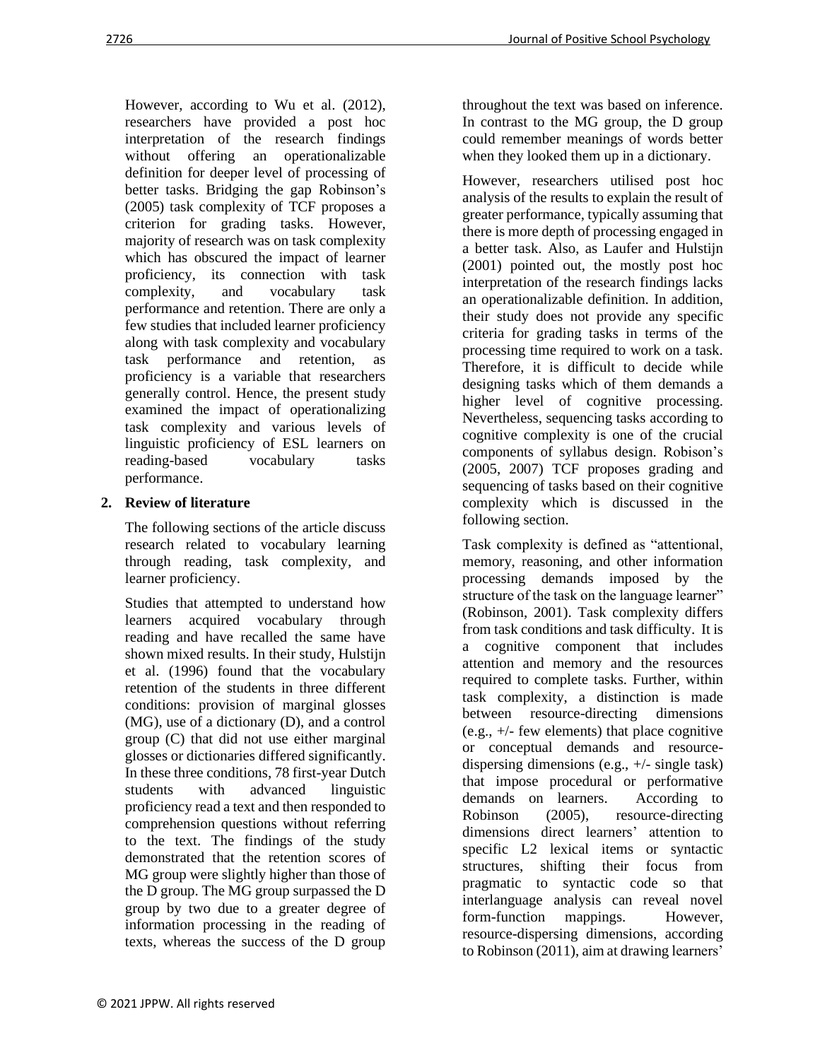However, according to Wu et al. (2012), researchers have provided a post hoc interpretation of the research findings without offering an operationalizable definition for deeper level of processing of better tasks. Bridging the gap Robinson's (2005) task complexity of TCF proposes a criterion for grading tasks. However, majority of research was on task complexity which has obscured the impact of learner proficiency, its connection with task complexity, and vocabulary task performance and retention. There are only a few studies that included learner proficiency along with task complexity and vocabulary task performance and retention, as proficiency is a variable that researchers generally control. Hence, the present study examined the impact of operationalizing task complexity and various levels of linguistic proficiency of ESL learners on reading-based vocabulary tasks performance.

## 2. Review of literature

The following sections of the article discuss research related to vocabulary learning through reading, task complexity, and learner proficiency.

Studies that attempted to understand how learners acquired vocabulary through reading and have recalled the same have shown mixed results. In their study, Hulstijn et al. (1996) found that the vocabulary retention of the students in three different conditions: provision of marginal glosses (MG), use of a dictionary (D), and a control group (C) that did not use either marginal glosses or dictionaries differed significantly. In these three conditions, 78 first-year Dutch students with advanced linguistic proficiency read a text and then responded to comprehension questions without referring to the text. The findings of the study demonstrated that the retention scores of MG group were slightly higher than those of the D group. The MG group surpassed the D group by two due to a greater degree of information processing in the reading of texts, whereas the success of the D group throughout the text was based on inference. In contrast to the MG group, the D group could remember meanings of words better when they looked them up in a dictionary.

However, researchers utilised post hoc analysis of the results to explain the result of greater performance, typically assuming that there is more depth of processing engaged in a better task. Also, as Laufer and Hulstijn (2001) pointed out, the mostly post hoc interpretation of the research findings lacks an operationalizable definition. In addition, their study does not provide any specific criteria for grading tasks in terms of the processing time required to work on a task. Therefore, it is difficult to decide while designing tasks which of them demands a higher level of cognitive processing. Nevertheless, sequencing tasks according to cognitive complexity is one of the crucial components of syllabus design. Robison's (2005, 2007) TCF proposes grading and sequencing of tasks based on their cognitive complexity which is discussed in the following section.

Task complexity is defined as "attentional, memory, reasoning, and other information processing demands imposed by the structure of the task on the language learner" (Robinson, 2001). Task complexity differs from task conditions and task difficulty. It is a cognitive component that includes attention and memory and the resources required to complete tasks. Further, within task complexity, a distinction is made between resource-directing dimensions (e.g., +/- few elements) that place cognitive or conceptual demands and resource-dispersing dimensions (e.g., +/- single task) that impose procedural or performative demands on learners. According to Robinson (2005), resource-directing dimensions direct learners' attention to specific L2 lexical items or syntactic structures, shifting their focus from pragmatic to syntactic code so that interlanguage analysis can reveal novel form-function mappings. However, resource-dispersing dimensions, according to Robinson (2011), aim at drawing learners'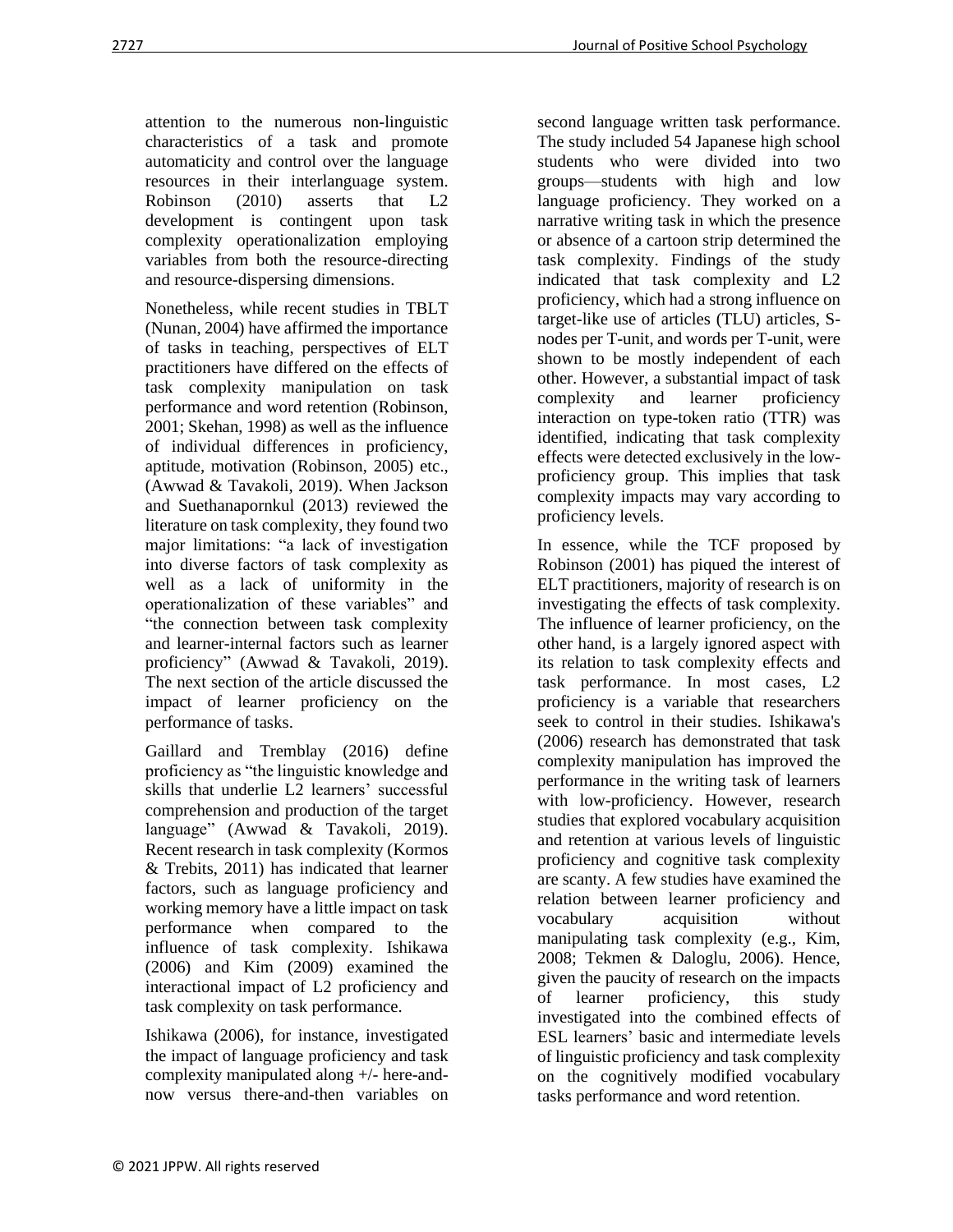attention to the numerous non-linguistic characteristics of a task and promote automaticity and control over the language resources in their interlanguage system. Robinson (2010) asserts that L2 development is contingent upon task complexity operationalization employing variables from both the resource-directing and resource-dispersing dimensions.

Nonetheless, while recent studies in TBLT (Nunan, 2004) have affirmed the importance of tasks in teaching, perspectives of ELT practitioners have differed on the effects of task complexity manipulation on task performance and word retention (Robinson, 2001; Skehan, 1998) as well as the influence of individual differences in proficiency, aptitude, motivation (Robinson, 2005) etc., (Awwad & Tavakoli, 2019). When Jackson and Suethanapornkul (2013) reviewed the literature on task complexity, they found two major limitations: "a lack of investigation into diverse factors of task complexity as well as a lack of uniformity in the operationalization of these variables" and "the connection between task complexity and learner-internal factors such as learner proficiency" (Awwad & Tavakoli, 2019). The next section of the article discussed the impact of learner proficiency on the performance of tasks.

Gaillard and Tremblay (2016) define proficiency as "the linguistic knowledge and skills that underlie L2 learners' successful comprehension and production of the target language" (Awwad & Tavakoli, 2019). Recent research in task complexity (Kormos & Trebits, 2011) has indicated that learner factors, such as language proficiency and working memory have a little impact on task performance when compared to the influence of task complexity. Ishikawa (2006) and Kim (2009) examined the interactional impact of L2 proficiency and task complexity on task performance.

Ishikawa (2006), for instance, investigated the impact of language proficiency and task complexity manipulated along +/- here-and-now versus there-and-then variables on second language written task performance. The study included 54 Japanese high school students who were divided into two groups—students with high and low language proficiency. They worked on a narrative writing task in which the presence or absence of a cartoon strip determined the task complexity. Findings of the study indicated that task complexity and L2 proficiency, which had a strong influence on target-like use of articles (TLU) articles, S-nodes per T-unit, and words per T-unit, were shown to be mostly independent of each other. However, a substantial impact of task complexity and learner proficiency interaction on type-token ratio (TTR) was identified, indicating that task complexity effects were detected exclusively in the low-proficiency group. This implies that task complexity impacts may vary according to proficiency levels.

In essence, while the TCF proposed by Robinson (2001) has piqued the interest of ELT practitioners, majority of research is on investigating the effects of task complexity. The influence of learner proficiency, on the other hand, is a largely ignored aspect with its relation to task complexity effects and task performance. In most cases, L2 proficiency is a variable that researchers seek to control in their studies. Ishikawa's (2006) research has demonstrated that task complexity manipulation has improved the performance in the writing task of learners with low-proficiency. However, research studies that explored vocabulary acquisition and retention at various levels of linguistic proficiency and cognitive task complexity are scanty. A few studies have examined the relation between learner proficiency and vocabulary acquisition without manipulating task complexity (e.g., Kim, 2008; Tekmen & Daloglu, 2006). Hence, given the paucity of research on the impacts of learner proficiency, this study investigated into the combined effects of ESL learners' basic and intermediate levels of linguistic proficiency and task complexity on the cognitively modified vocabulary tasks performance and word retention.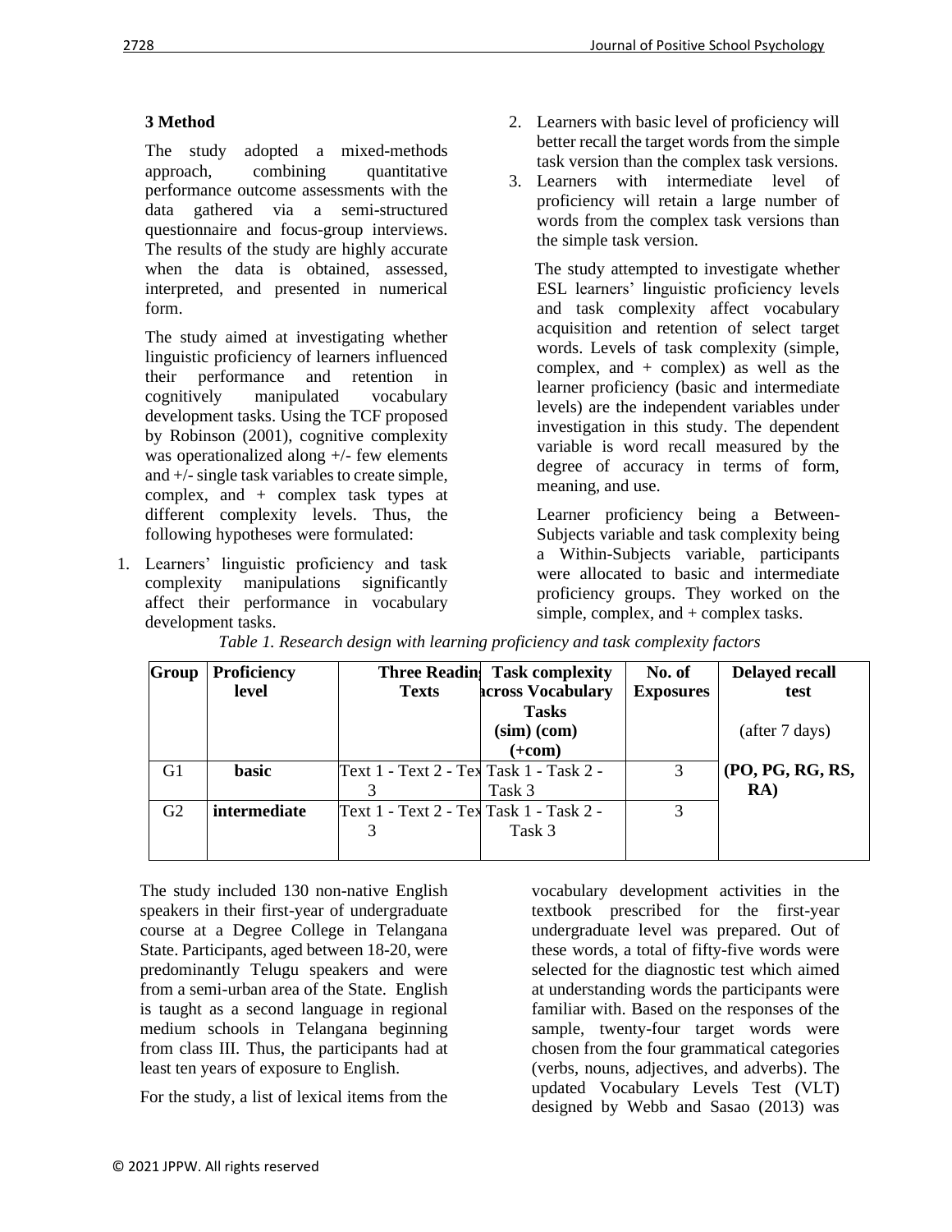## 3 Method

The study adopted a mixed-methods approach, combining quantitative performance outcome assessments with the data gathered via a semi-structured questionnaire and focus-group interviews. The results of the study are highly accurate when the data is obtained, assessed, interpreted, and presented in numerical form.

The study aimed at investigating whether linguistic proficiency of learners influenced their performance and retention in cognitively manipulated vocabulary development tasks. Using the TCF proposed by Robinson (2001), cognitive complexity was operationalized along +/- few elements and +/- single task variables to create simple, complex, and + complex task types at different complexity levels. Thus, the following hypotheses were formulated:

1. Learners' linguistic proficiency and task complexity manipulations significantly affect their performance in vocabulary development tasks.
2. Learners with basic level of proficiency will better recall the target words from the simple task version than the complex task versions.
3. Learners with intermediate level of proficiency will retain a large number of words from the complex task versions than the simple task version.

The study attempted to investigate whether ESL learners' linguistic proficiency levels and task complexity affect vocabulary acquisition and retention of select target words. Levels of task complexity (simple, complex, and + complex) as well as the learner proficiency (basic and intermediate levels) are the independent variables under investigation in this study. The dependent variable is word recall measured by the degree of accuracy in terms of form, meaning, and use.

Learner proficiency being a Between-Subjects variable and task complexity being a Within-Subjects variable, participants were allocated to basic and intermediate proficiency groups. They worked on the simple, complex, and + complex tasks.

*Table 1. Research design with learning proficiency and task complexity factors*

| Group | Proficiency level | Three Reading Texts | Task complexity across Vocabulary Tasks (sim) (com) (+com) | No. of Exposures | Delayed recall test (after 7 days) |
|---|---|---|---|---|---|
| G1 | **basic** | Text 1 - Text 2 - Text 3 | Task 1 - Task 2 - Task 3 | 3 | **(PO, PG, RG, RS, RA)** |
| G2 | **intermediate** | Text 1 - Text 2 - Text 3 | Task 1 - Task 2 - Task 3 | 3 | |

The study included 130 non-native English speakers in their first-year of undergraduate course at a Degree College in Telangana State. Participants, aged between 18-20, were predominantly Telugu speakers and were from a semi-urban area of the State. English is taught as a second language in regional medium schools in Telangana beginning from class III. Thus, the participants had at least ten years of exposure to English.

For the study, a list of lexical items from the vocabulary development activities in the textbook prescribed for the first-year undergraduate level was prepared. Out of these words, a total of fifty-five words were selected for the diagnostic test which aimed at understanding words the participants were familiar with. Based on the responses of the sample, twenty-four target words were chosen from the four grammatical categories (verbs, nouns, adjectives, and adverbs). The updated Vocabulary Levels Test (VLT) designed by Webb and Sasao (2013) was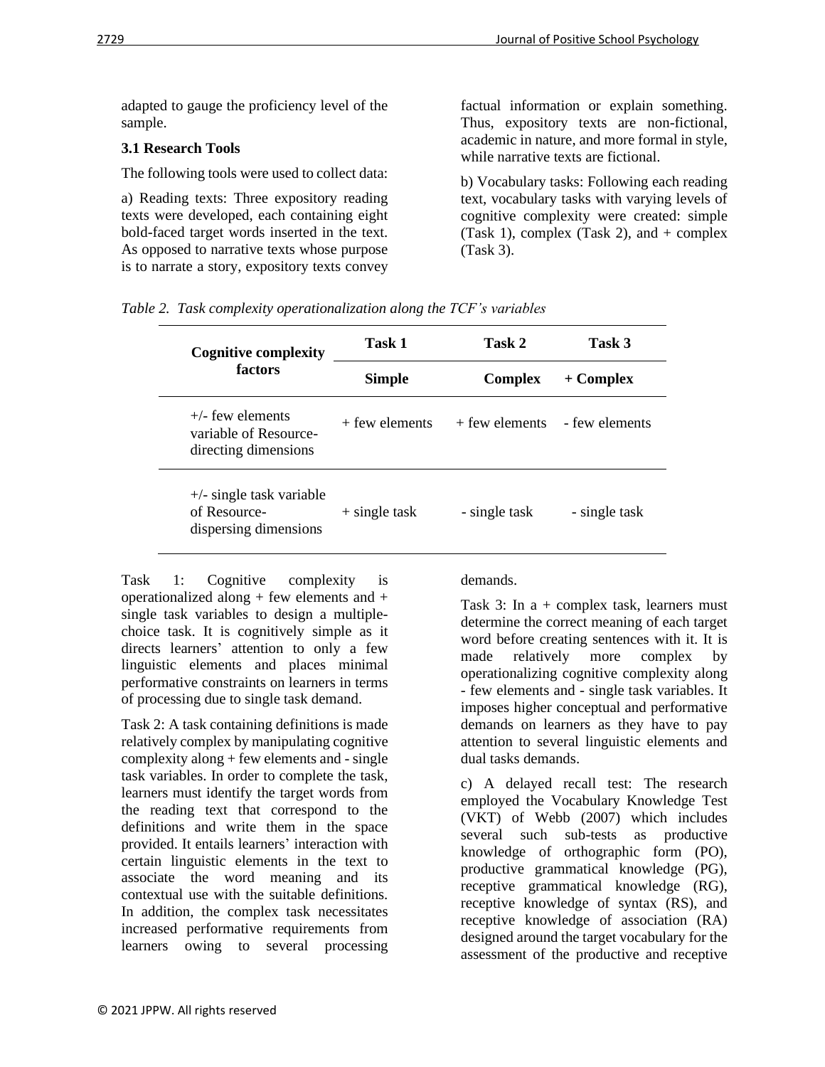adapted to gauge the proficiency level of the sample.

### 3.1 Research Tools

The following tools were used to collect data:

a) Reading texts: Three expository reading texts were developed, each containing eight bold-faced target words inserted in the text. As opposed to narrative texts whose purpose is to narrate a story, expository texts convey factual information or explain something. Thus, expository texts are non-fictional, academic in nature, and more formal in style, while narrative texts are fictional.

b) Vocabulary tasks: Following each reading text, vocabulary tasks with varying levels of cognitive complexity were created: simple (Task 1), complex (Task 2), and + complex (Task 3).

*Table 2. Task complexity operationalization along the TCF's variables*

| Cognitive complexity factors | Task 1 | Task 2 | Task 3 |
|---|---|---|---|
| | **Simple** | **Complex** | **+ Complex** |
| +/- few elements variable of Resource-directing dimensions | + few elements | + few elements | - few elements |
| +/- single task variable of Resource-dispersing dimensions | + single task | - single task | - single task |

Task 1: Cognitive complexity is operationalized along + few elements and + single task variables to design a multiple-choice task. It is cognitively simple as it directs learners' attention to only a few linguistic elements and places minimal performative constraints on learners in terms of processing due to single task demand.

Task 2: A task containing definitions is made relatively complex by manipulating cognitive complexity along + few elements and - single task variables. In order to complete the task, learners must identify the target words from the reading text that correspond to the definitions and write them in the space provided. It entails learners' interaction with certain linguistic elements in the text to associate the word meaning and its contextual use with the suitable definitions. In addition, the complex task necessitates increased performative requirements from learners owing to several processing demands.

Task 3: In a + complex task, learners must determine the correct meaning of each target word before creating sentences with it. It is made relatively more complex by operationalizing cognitive complexity along - few elements and - single task variables. It imposes higher conceptual and performative demands on learners as they have to pay attention to several linguistic elements and dual tasks demands.

c) A delayed recall test: The research employed the Vocabulary Knowledge Test (VKT) of Webb (2007) which includes several such sub-tests as productive knowledge of orthographic form (PO), productive grammatical knowledge (PG), receptive grammatical knowledge (RG), receptive knowledge of syntax (RS), and receptive knowledge of association (RA) designed around the target vocabulary for the assessment of the productive and receptive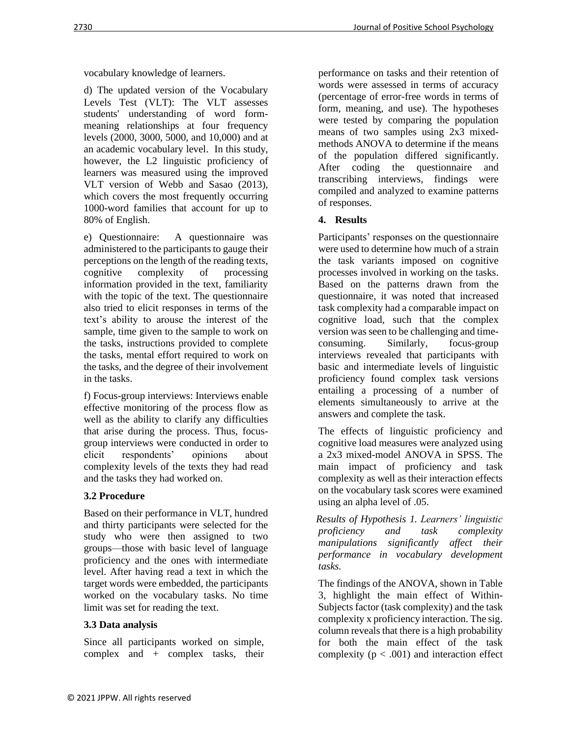vocabulary knowledge of learners.

d) The updated version of the Vocabulary Levels Test (VLT): The VLT assesses students' understanding of word form-meaning relationships at four frequency levels (2000, 3000, 5000, and 10,000) and at an academic vocabulary level. In this study, however, the L2 linguistic proficiency of learners was measured using the improved VLT version of Webb and Sasao (2013), which covers the most frequently occurring 1000-word families that account for up to 80% of English.

e) Questionnaire: A questionnaire was administered to the participants to gauge their perceptions on the length of the reading texts, cognitive complexity of processing information provided in the text, familiarity with the topic of the text. The questionnaire also tried to elicit responses in terms of the text's ability to arouse the interest of the sample, time given to the sample to work on the tasks, instructions provided to complete the tasks, mental effort required to work on the tasks, and the degree of their involvement in the tasks.

f) Focus-group interviews: Interviews enable effective monitoring of the process flow as well as the ability to clarify any difficulties that arise during the process. Thus, focus-group interviews were conducted in order to elicit respondents' opinions about complexity levels of the texts they had read and the tasks they had worked on.

### 3.2 Procedure

Based on their performance in VLT, hundred and thirty participants were selected for the study who were then assigned to two groups—those with basic level of language proficiency and the ones with intermediate level. After having read a text in which the target words were embedded, the participants worked on the vocabulary tasks. No time limit was set for reading the text.

### 3.3 Data analysis

Since all participants worked on simple, complex and + complex tasks, their performance on tasks and their retention of words were assessed in terms of accuracy (percentage of error-free words in terms of form, meaning, and use). The hypotheses were tested by comparing the population means of two samples using 2x3 mixed-methods ANOVA to determine if the means of the population differed significantly. After coding the questionnaire and transcribing interviews, findings were compiled and analyzed to examine patterns of responses.

## 4. Results

Participants' responses on the questionnaire were used to determine how much of a strain the task variants imposed on cognitive processes involved in working on the tasks. Based on the patterns drawn from the questionnaire, it was noted that increased task complexity had a comparable impact on cognitive load, such that the complex version was seen to be challenging and time-consuming. Similarly, focus-group interviews revealed that participants with basic and intermediate levels of linguistic proficiency found complex task versions entailing a processing of a number of elements simultaneously to arrive at the answers and complete the task.

The effects of linguistic proficiency and cognitive load measures were analyzed using a 2x3 mixed-model ANOVA in SPSS. The main impact of proficiency and task complexity as well as their interaction effects on the vocabulary task scores were examined using an alpha level of .05.

*Results of Hypothesis 1. Learners' linguistic proficiency and task complexity manipulations significantly affect their performance in vocabulary development tasks.*

The findings of the ANOVA, shown in Table 3, highlight the main effect of Within-Subjects factor (task complexity) and the task complexity x proficiency interaction. The sig. column reveals that there is a high probability for both the main effect of the task complexity ($p < .001$) and interaction effect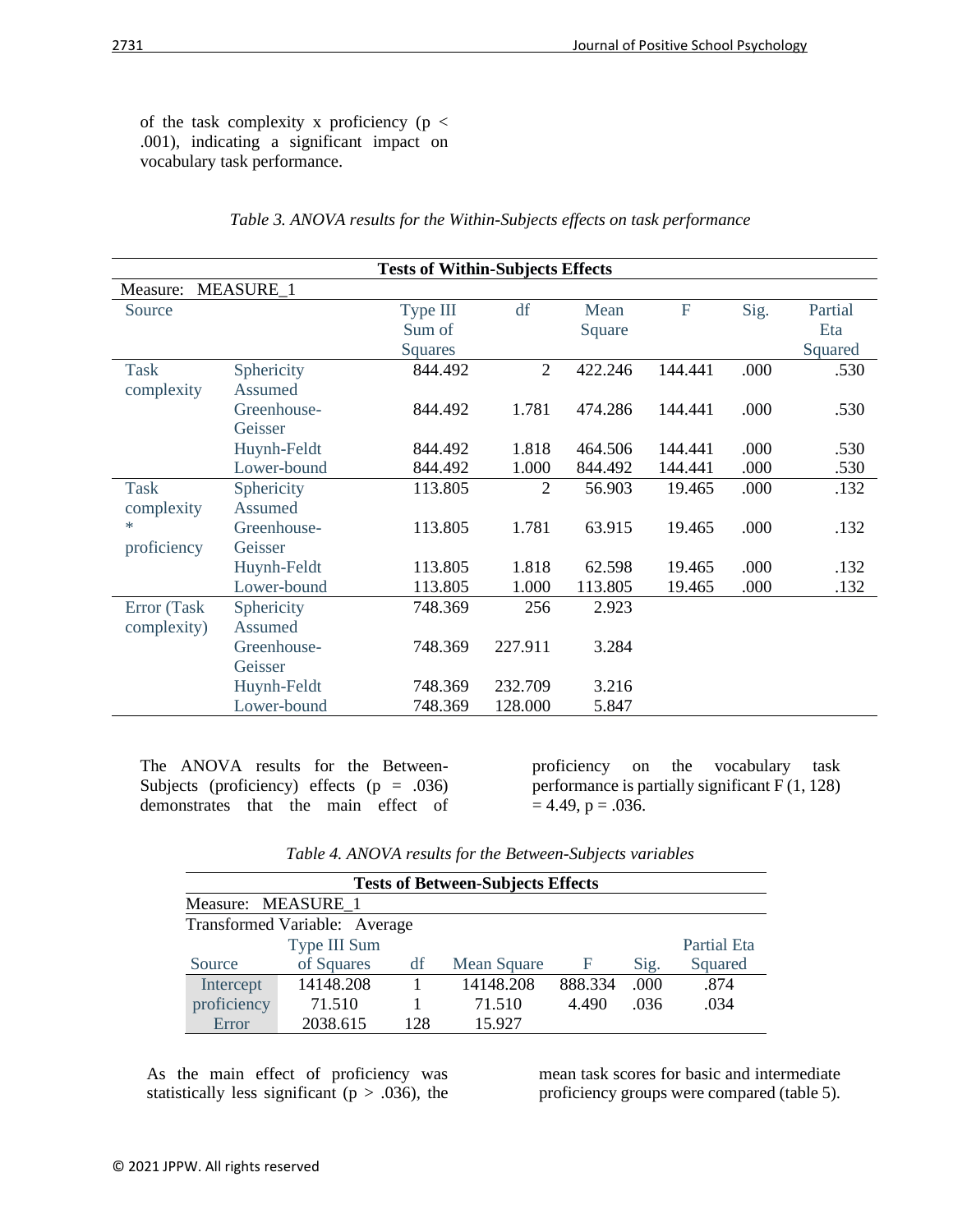of the task complexity x proficiency ($p < .001$), indicating a significant impact on vocabulary task performance.

*Table 3. ANOVA results for the Within-Subjects effects on task performance*

| Tests of Within-Subjects Effects | | | | | | | |
|---|---|---|---|---|---|---|---|
| Measure: MEASURE_1 | | | | | | | |
| Source | | Type III Sum of Squares | df | Mean Square | F | Sig. | Partial Eta Squared |
| Task complexity | Sphericity Assumed | 844.492 | 2 | 422.246 | 144.441 | .000 | .530 |
| | Greenhouse-Geisser | 844.492 | 1.781 | 474.286 | 144.441 | .000 | .530 |
| | Huynh-Feldt | 844.492 | 1.818 | 464.506 | 144.441 | .000 | .530 |
| | Lower-bound | 844.492 | 1.000 | 844.492 | 144.441 | .000 | .530 |
| Task complexity * proficiency | Sphericity Assumed | 113.805 | 2 | 56.903 | 19.465 | .000 | .132 |
| | Greenhouse-Geisser | 113.805 | 1.781 | 63.915 | 19.465 | .000 | .132 |
| | Huynh-Feldt | 113.805 | 1.818 | 62.598 | 19.465 | .000 | .132 |
| | Lower-bound | 113.805 | 1.000 | 113.805 | 19.465 | .000 | .132 |
| Error (Task complexity) | Sphericity Assumed | 748.369 | 256 | 2.923 | | | |
| | Greenhouse-Geisser | 748.369 | 227.911 | 3.284 | | | |
| | Huynh-Feldt | 748.369 | 232.709 | 3.216 | | | |
| | Lower-bound | 748.369 | 128.000 | 5.847 | | | |

The ANOVA results for the Between-Subjects (proficiency) effects ($p = .036$) demonstrates that the main effect of proficiency on the vocabulary task performance is partially significant $F(1, 128) = 4.49$, $p = .036$.

*Table 4. ANOVA results for the Between-Subjects variables*

| Tests of Between-Subjects Effects | | | | | | |
|---|---|---|---|---|---|---|
| Measure: MEASURE_1 | | | | | | |
| Transformed Variable: Average | | | | | | |
| Source | Type III Sum of Squares | df | Mean Square | F | Sig. | Partial Eta Squared |
| Intercept | 14148.208 | 1 | 14148.208 | 888.334 | .000 | .874 |
| proficiency | 71.510 | 1 | 71.510 | 4.490 | .036 | .034 |
| Error | 2038.615 | 128 | 15.927 | | | |

As the main effect of proficiency was statistically less significant ($p > .036$), the mean task scores for basic and intermediate proficiency groups were compared (table 5).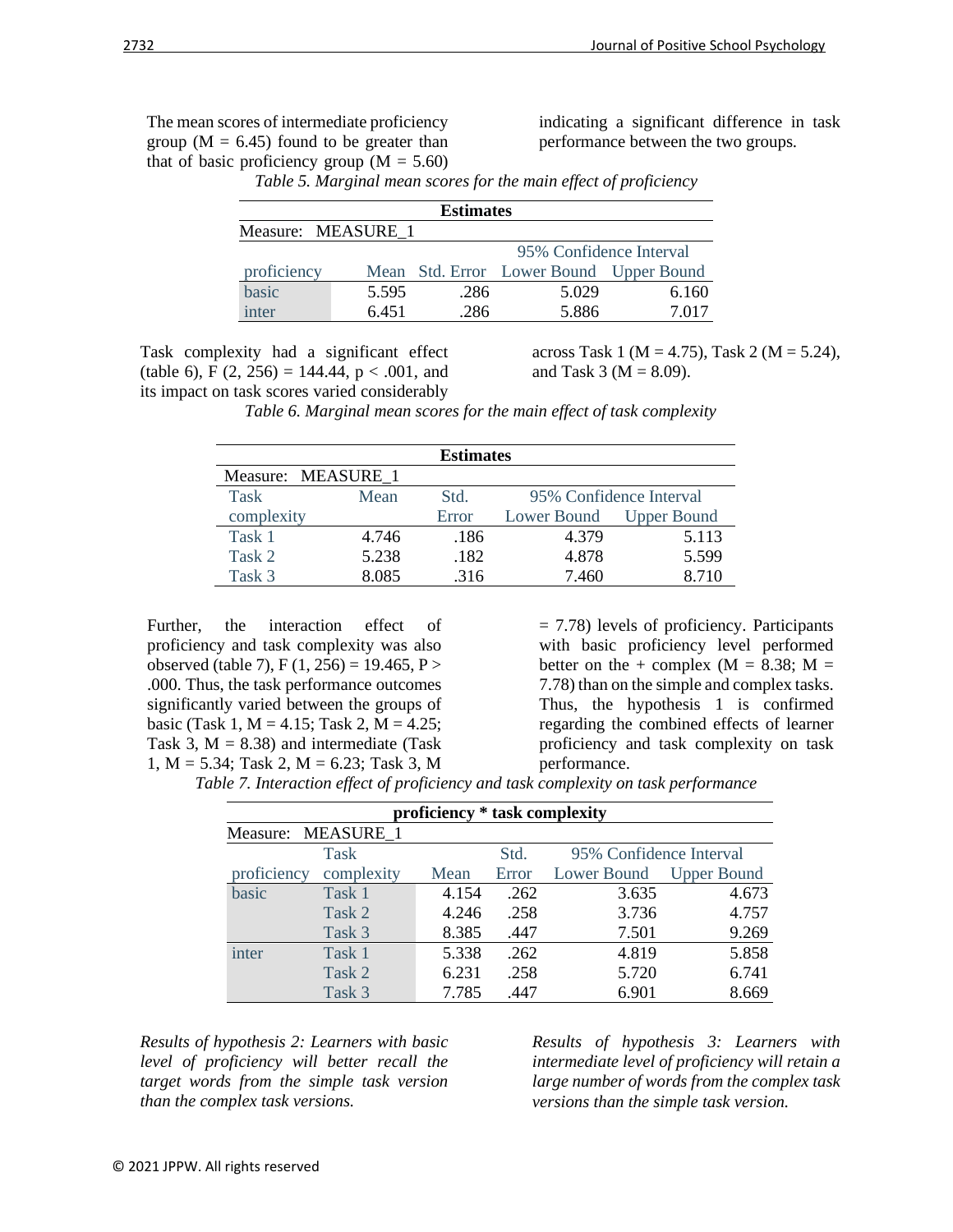The mean scores of intermediate proficiency group ($M = 6.45$) found to be greater than that of basic proficiency group ($M = 5.60$) indicating a significant difference in task performance between the two groups.

*Table 5. Marginal mean scores for the main effect of proficiency*

| **Estimates** | | | | |
|---|---|---|---|---|
| Measure: MEASURE_1 | | | | |
| | | | 95% Confidence Interval | |
| proficiency | Mean | Std. Error | Lower Bound | Upper Bound |
| basic | 5.595 | .286 | 5.029 | 6.160 |
| inter | 6.451 | .286 | 5.886 | 7.017 |

Task complexity had a significant effect (table 6), $F(2, 256) = 144.44$, $p < .001$, and its impact on task scores varied considerably across Task 1 ($M = 4.75$), Task 2 ($M = 5.24$), and Task 3 ($M = 8.09$).

*Table 6. Marginal mean scores for the main effect of task complexity*

| **Estimates** | | | | |
|---|---|---|---|---|
| Measure: MEASURE_1 | | | | |
| Task complexity | Mean | Std. Error | 95% Confidence Interval Lower Bound | Upper Bound |
| Task 1 | 4.746 | .186 | 4.379 | 5.113 |
| Task 2 | 5.238 | .182 | 4.878 | 5.599 |
| Task 3 | 8.085 | .316 | 7.460 | 8.710 |

Further, the interaction effect of proficiency and task complexity was also observed (table 7), $F(1, 256) = 19.465$, $P > .000$. Thus, the task performance outcomes significantly varied between the groups of basic (Task 1, $M = 4.15$; Task 2, $M = 4.25$; Task 3, $M = 8.38$) and intermediate (Task 1, $M = 5.34$; Task 2, $M = 6.23$; Task 3, $M = 7.78$) levels of proficiency. Participants with basic proficiency level performed better on the + complex ($M = 8.38$; $M = 7.78$) than on the simple and complex tasks. Thus, the hypothesis 1 is confirmed regarding the combined effects of learner proficiency and task complexity on task performance.

*Table 7. Interaction effect of proficiency and task complexity on task performance*

| **proficiency * task complexity** | | | | | |
|---|---|---|---|---|---|
| Measure: MEASURE_1 | | | | | |
| | Task | | Std. | 95% Confidence Interval | |
| proficiency | complexity | Mean | Error | Lower Bound | Upper Bound |
| basic | Task 1 | 4.154 | .262 | 3.635 | 4.673 |
| | Task 2 | 4.246 | .258 | 3.736 | 4.757 |
| | Task 3 | 8.385 | .447 | 7.501 | 9.269 |
| inter | Task 1 | 5.338 | .262 | 4.819 | 5.858 |
| | Task 2 | 6.231 | .258 | 5.720 | 6.741 |
| | Task 3 | 7.785 | .447 | 6.901 | 8.669 |

*Results of hypothesis 2: Learners with basic level of proficiency will better recall the target words from the simple task version than the complex task versions.*

*Results of hypothesis 3: Learners with intermediate level of proficiency will retain a large number of words from the complex task versions than the simple task version.*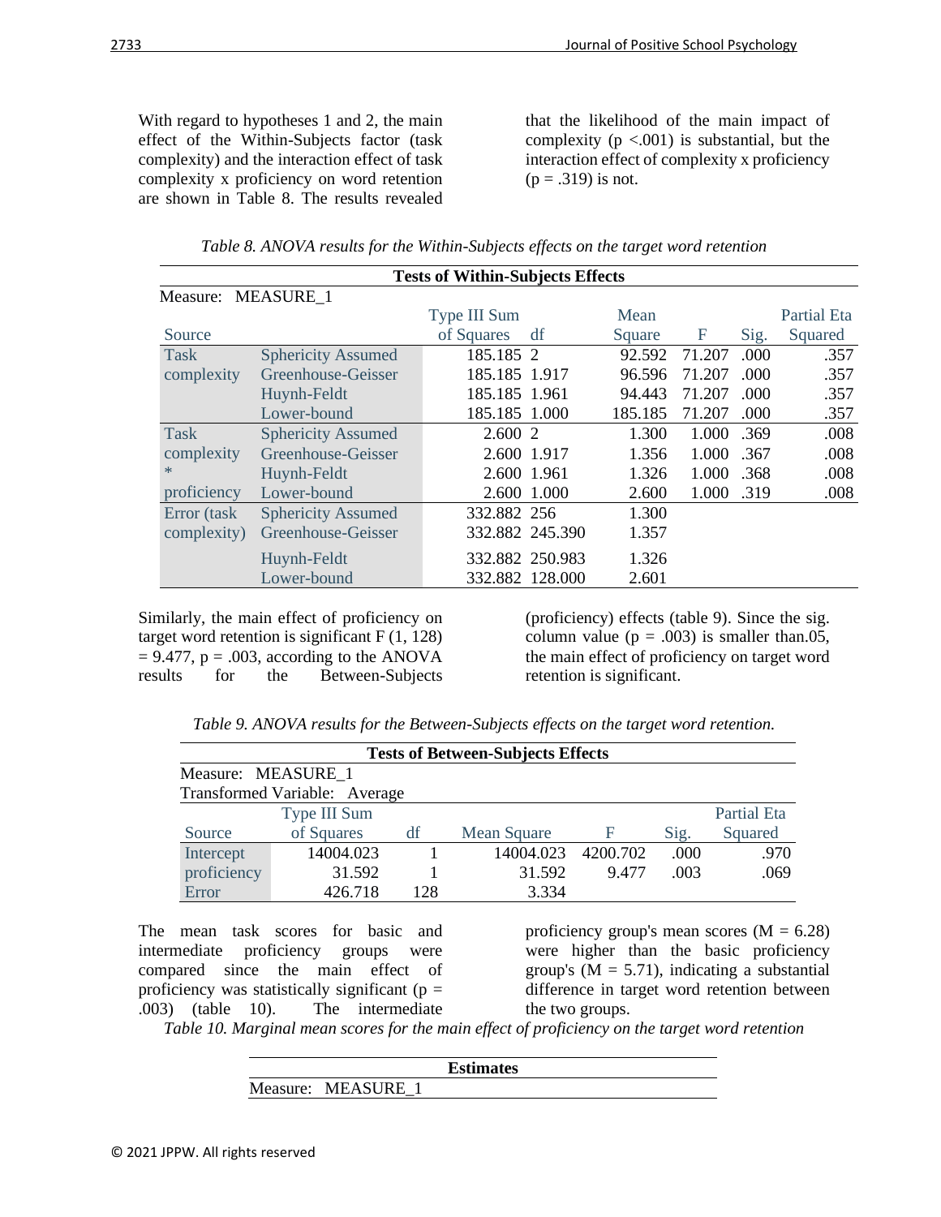With regard to hypotheses 1 and 2, the main effect of the Within-Subjects factor (task complexity) and the interaction effect of task complexity x proficiency on word retention are shown in Table 8. The results revealed that the likelihood of the main impact of complexity ($p < .001$) is substantial, but the interaction effect of complexity x proficiency ($p = .319$) is not.

*Table 8. ANOVA results for the Within-Subjects effects on the target word retention*

| **Tests of Within-Subjects Effects** | | | | | | | |
|---|---|---|---|---|---|---|---|
| Measure: MEASURE_1 | | | | | | | |
| Source | | Type III Sum of Squares | df | Mean Square | F | Sig. | Partial Eta Squared |
| Task complexity | Sphericity Assumed | 185.185 | 2 | 92.592 | 71.207 | .000 | .357 |
| | Greenhouse-Geisser | 185.185 | 1.917 | 96.596 | 71.207 | .000 | .357 |
| | Huynh-Feldt | 185.185 | 1.961 | 94.443 | 71.207 | .000 | .357 |
| | Lower-bound | 185.185 | 1.000 | 185.185 | 71.207 | .000 | .357 |
| Task complexity * proficiency | Sphericity Assumed | 2.600 | 2 | 1.300 | 1.000 | .369 | .008 |
| | Greenhouse-Geisser | 2.600 | 1.917 | 1.356 | 1.000 | .367 | .008 |
| | Huynh-Feldt | 2.600 | 1.961 | 1.326 | 1.000 | .368 | .008 |
| | Lower-bound | 2.600 | 1.000 | 2.600 | 1.000 | .319 | .008 |
| Error (task complexity) | Sphericity Assumed | 332.882 | 256 | 1.300 | | | |
| | Greenhouse-Geisser | 332.882 | 245.390 | 1.357 | | | |
| | Huynh-Feldt | 332.882 | 250.983 | 1.326 | | | |
| | Lower-bound | 332.882 | 128.000 | 2.601 | | | |

Similarly, the main effect of proficiency on target word retention is significant $F(1, 128) = 9.477$, $p = .003$, according to the ANOVA results for the Between-Subjects (proficiency) effects (table 9). Since the sig. column value ($p = .003$) is smaller than.05, the main effect of proficiency on target word retention is significant.

*Table 9. ANOVA results for the Between-Subjects effects on the target word retention.*

| **Tests of Between-Subjects Effects** | | | | | | |
|---|---|---|---|---|---|---|
| Measure: MEASURE_1 | | | | | | |
| Transformed Variable: Average | | | | | | |
| Source | Type III Sum of Squares | df | Mean Square | F | Sig. | Partial Eta Squared |
| Intercept | 14004.023 | 1 | 14004.023 | 4200.702 | .000 | .970 |
| proficiency | 31.592 | 1 | 31.592 | 9.477 | .003 | .069 |
| Error | 426.718 | 128 | 3.334 | | | |

The mean task scores for basic and intermediate proficiency groups were compared since the main effect of proficiency was statistically significant ($p = .003$) (table 10). The intermediate proficiency group's mean scores ($M = 6.28$) were higher than the basic proficiency group's ($M = 5.71$), indicating a substantial difference in target word retention between the two groups.

*Table 10. Marginal mean scores for the main effect of proficiency on the target word retention*

| **Estimates** |
|---|
| Measure: MEASURE_1 |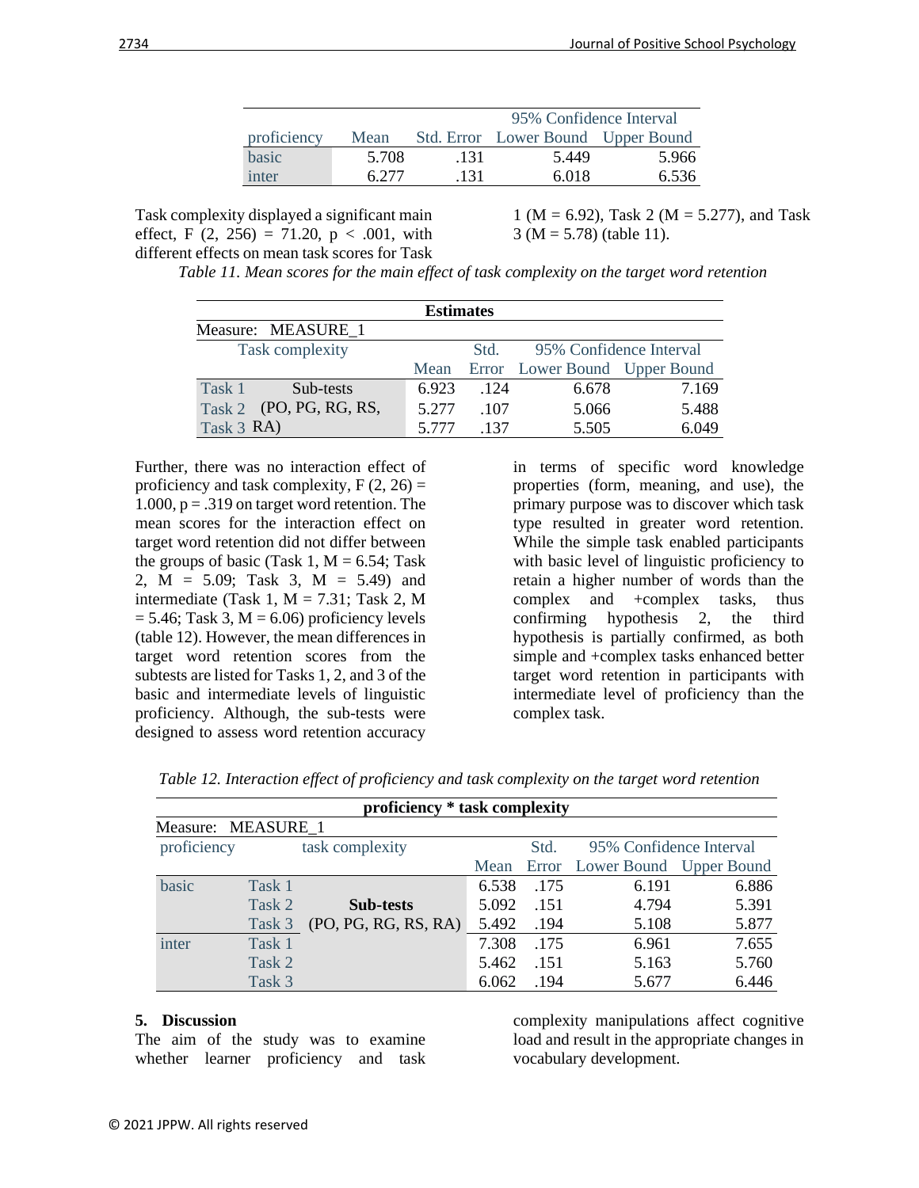| proficiency | Mean | Std. Error | 95% Confidence Interval | |
|---|---|---|---|---|
| | | | Lower Bound | Upper Bound |
| basic | 5.708 | .131 | 5.449 | 5.966 |
| inter | 6.277 | .131 | 6.018 | 6.536 |

Task complexity displayed a significant main effect, $F(2, 256) = 71.20$, $p < .001$, with different effects on mean task scores for Task 1 ($M = 6.92$), Task 2 ($M = 5.277$), and Task 3 ($M = 5.78$) (table 11).

*Table 11. Mean scores for the main effect of task complexity on the target word retention*

| Estimates | | | | | |
|---|---|---|---|---|---|
| Measure: MEASURE_1 | | | | | |
| Task complexity | | Mean | Std. Error | 95% Confidence Interval | |
| | | | | Lower Bound | Upper Bound |
| Task 1 | Sub-tests (PO, PG, RG, RS, RA) | 6.923 | .124 | 6.678 | 7.169 |
| Task 2 | | 5.277 | .107 | 5.066 | 5.488 |
| Task 3 | | 5.777 | .137 | 5.505 | 6.049 |

Further, there was no interaction effect of proficiency and task complexity, $F(2, 26) = 1.000$, $p = .319$ on target word retention. The mean scores for the interaction effect on target word retention did not differ between the groups of basic (Task 1, $M = 6.54$; Task 2, $M = 5.09$; Task 3, $M = 5.49$) and intermediate (Task 1, $M = 7.31$; Task 2, $M = 5.46$; Task 3, $M = 6.06$) proficiency levels (table 12). However, the mean differences in target word retention scores from the subtests are listed for Tasks 1, 2, and 3 of the basic and intermediate levels of linguistic proficiency. Although, the sub-tests were designed to assess word retention accuracy in terms of specific word knowledge properties (form, meaning, and use), the primary purpose was to discover which task type resulted in greater word retention. While the simple task enabled participants with basic level of linguistic proficiency to retain a higher number of words than the complex and +complex tasks, thus confirming hypothesis 2, the third hypothesis is partially confirmed, as both simple and +complex tasks enhanced better target word retention in participants with intermediate level of proficiency than the complex task.

*Table 12. Interaction effect of proficiency and task complexity on the target word retention*

| proficiency * task complexity | | | | | | |
|---|---|---|---|---|---|---|
| Measure: MEASURE_1 | | | | | | |
| proficiency | task complexity | | Mean | Std. Error | 95% Confidence Interval | |
| | | | | | Lower Bound | Upper Bound |
| basic | Task 1 | **Sub-tests** (PO, PG, RG, RS, RA) | 6.538 | .175 | 6.191 | 6.886 |
| | Task 2 | | 5.092 | .151 | 4.794 | 5.391 |
| | Task 3 | | 5.492 | .194 | 5.108 | 5.877 |
| inter | Task 1 | | 7.308 | .175 | 6.961 | 7.655 |
| | Task 2 | | 5.462 | .151 | 5.163 | 5.760 |
| | Task 3 | | 6.062 | .194 | 5.677 | 6.446 |

## 5. Discussion

The aim of the study was to examine whether learner proficiency and task complexity manipulations affect cognitive load and result in the appropriate changes in vocabulary development.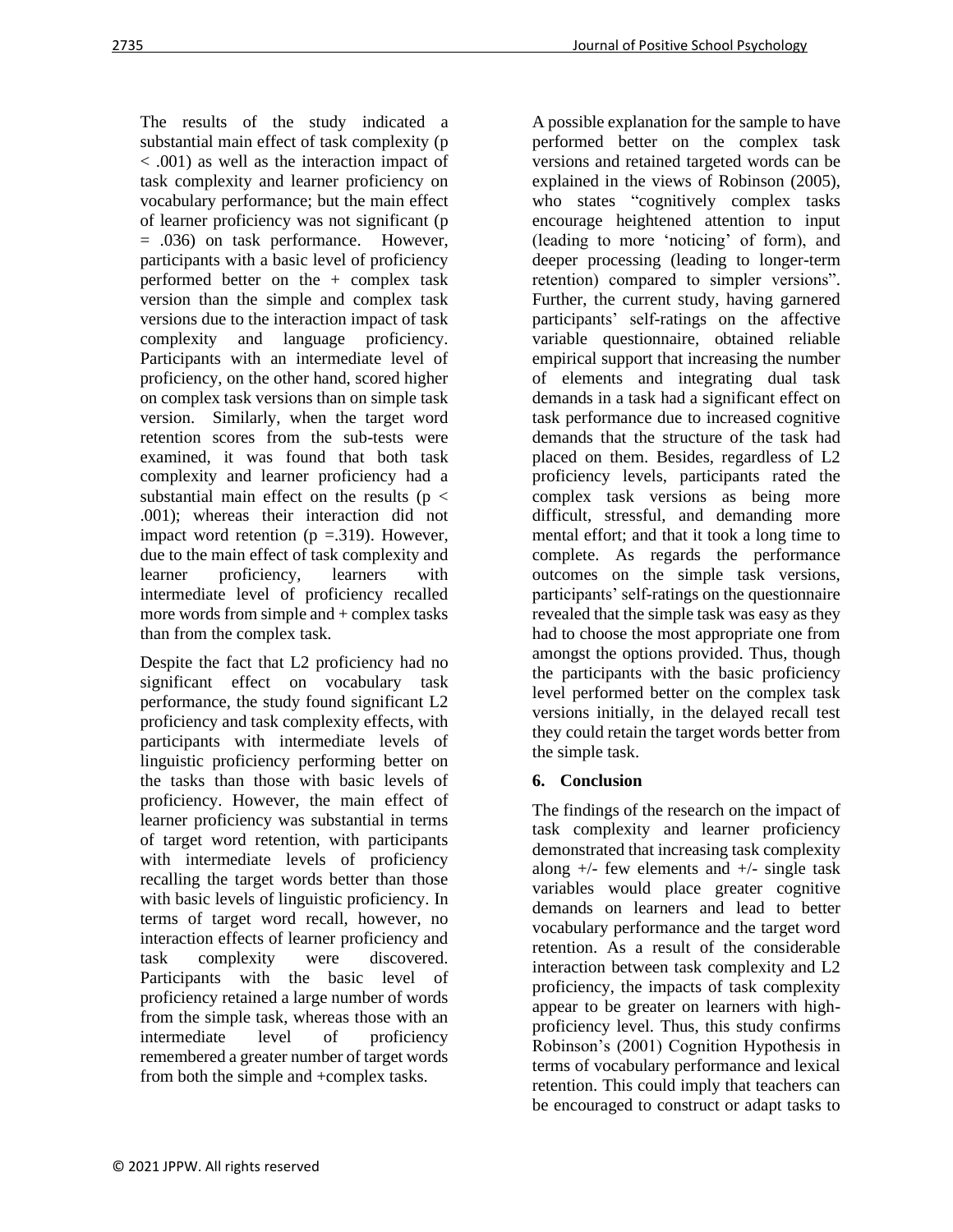The results of the study indicated a substantial main effect of task complexity ($p < .001$) as well as the interaction impact of task complexity and learner proficiency on vocabulary performance; but the main effect of learner proficiency was not significant ($p = .036$) on task performance. However, participants with a basic level of proficiency performed better on the + complex task version than the simple and complex task versions due to the interaction impact of task complexity and language proficiency. Participants with an intermediate level of proficiency, on the other hand, scored higher on complex task versions than on simple task version. Similarly, when the target word retention scores from the sub-tests were examined, it was found that both task complexity and learner proficiency had a substantial main effect on the results ($p < .001$); whereas their interaction did not impact word retention ($p = .319$). However, due to the main effect of task complexity and learner proficiency, learners with intermediate level of proficiency recalled more words from simple and + complex tasks than from the complex task.

Despite the fact that L2 proficiency had no significant effect on vocabulary task performance, the study found significant L2 proficiency and task complexity effects, with participants with intermediate levels of linguistic proficiency performing better on the tasks than those with basic levels of proficiency. However, the main effect of learner proficiency was substantial in terms of target word retention, with participants with intermediate levels of proficiency recalling the target words better than those with basic levels of linguistic proficiency. In terms of target word recall, however, no interaction effects of learner proficiency and task complexity were discovered. Participants with the basic level of proficiency retained a large number of words from the simple task, whereas those with an intermediate level of proficiency remembered a greater number of target words from both the simple and +complex tasks.

A possible explanation for the sample to have performed better on the complex task versions and retained targeted words can be explained in the views of Robinson (2005), who states "cognitively complex tasks encourage heightened attention to input (leading to more 'noticing' of form), and deeper processing (leading to longer-term retention) compared to simpler versions". Further, the current study, having garnered participants' self-ratings on the affective variable questionnaire, obtained reliable empirical support that increasing the number of elements and integrating dual task demands in a task had a significant effect on task performance due to increased cognitive demands that the structure of the task had placed on them. Besides, regardless of L2 proficiency levels, participants rated the complex task versions as being more difficult, stressful, and demanding more mental effort; and that it took a long time to complete. As regards the performance outcomes on the simple task versions, participants' self-ratings on the questionnaire revealed that the simple task was easy as they had to choose the most appropriate one from amongst the options provided. Thus, though the participants with the basic proficiency level performed better on the complex task versions initially, in the delayed recall test they could retain the target words better from the simple task.

## 6. Conclusion

The findings of the research on the impact of task complexity and learner proficiency demonstrated that increasing task complexity along +/- few elements and +/- single task variables would place greater cognitive demands on learners and lead to better vocabulary performance and the target word retention. As a result of the considerable interaction between task complexity and L2 proficiency, the impacts of task complexity appear to be greater on learners with high-proficiency level. Thus, this study confirms Robinson's (2001) Cognition Hypothesis in terms of vocabulary performance and lexical retention. This could imply that teachers can be encouraged to construct or adapt tasks to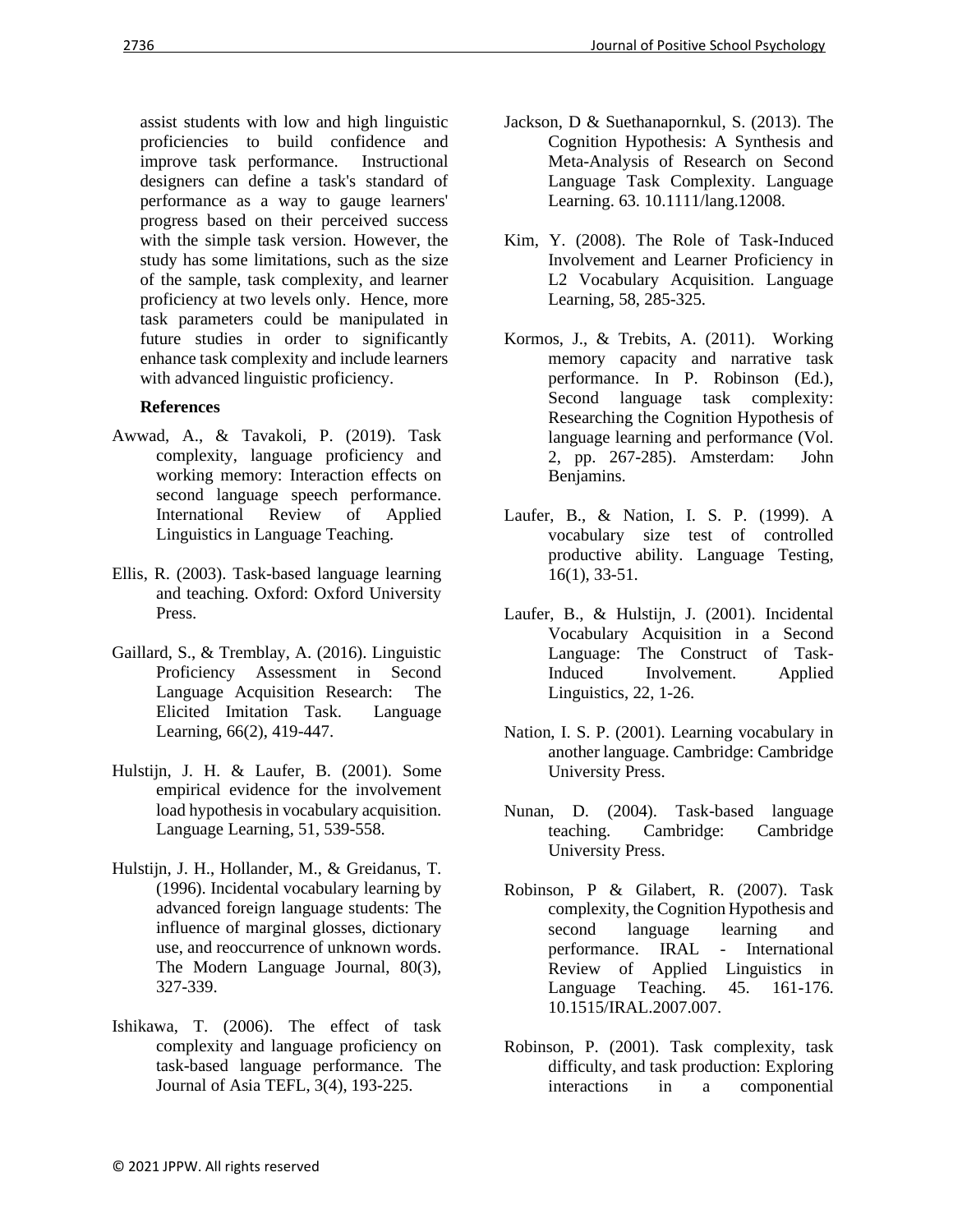assist students with low and high linguistic proficiencies to build confidence and improve task performance. Instructional designers can define a task's standard of performance as a way to gauge learners' progress based on their perceived success with the simple task version. However, the study has some limitations, such as the size of the sample, task complexity, and learner proficiency at two levels only. Hence, more task parameters could be manipulated in future studies in order to significantly enhance task complexity and include learners with advanced linguistic proficiency.

## References

Awwad, A., & Tavakoli, P. (2019). Task complexity, language proficiency and working memory: Interaction effects on second language speech performance. International Review of Applied Linguistics in Language Teaching.

Ellis, R. (2003). Task-based language learning and teaching. Oxford: Oxford University Press.

Gaillard, S., & Tremblay, A. (2016). Linguistic Proficiency Assessment in Second Language Acquisition Research: The Elicited Imitation Task. Language Learning, 66(2), 419-447.

Hulstijn, J. H. & Laufer, B. (2001). Some empirical evidence for the involvement load hypothesis in vocabulary acquisition. Language Learning, 51, 539-558.

Hulstijn, J. H., Hollander, M., & Greidanus, T. (1996). Incidental vocabulary learning by advanced foreign language students: The influence of marginal glosses, dictionary use, and reoccurrence of unknown words. The Modern Language Journal, 80(3), 327-339.

Ishikawa, T. (2006). The effect of task complexity and language proficiency on task-based language performance. The Journal of Asia TEFL, 3(4), 193-225.

Jackson, D & Suethanapornkul, S. (2013). The Cognition Hypothesis: A Synthesis and Meta-Analysis of Research on Second Language Task Complexity. Language Learning. 63. 10.1111/lang.12008.

Kim, Y. (2008). The Role of Task-Induced Involvement and Learner Proficiency in L2 Vocabulary Acquisition. Language Learning, 58, 285-325.

Kormos, J., & Trebits, A. (2011). Working memory capacity and narrative task performance. In P. Robinson (Ed.), Second language task complexity: Researching the Cognition Hypothesis of language learning and performance (Vol. 2, pp. 267-285). Amsterdam: John Benjamins.

Laufer, B., & Nation, I. S. P. (1999). A vocabulary size test of controlled productive ability. Language Testing, 16(1), 33-51.

Laufer, B., & Hulstijn, J. (2001). Incidental Vocabulary Acquisition in a Second Language: The Construct of Task-Induced Involvement. Applied Linguistics, 22, 1-26.

Nation, I. S. P. (2001). Learning vocabulary in another language. Cambridge: Cambridge University Press.

Nunan, D. (2004). Task-based language teaching. Cambridge: Cambridge University Press.

Robinson, P & Gilabert, R. (2007). Task complexity, the Cognition Hypothesis and second language learning and performance. IRAL - International Review of Applied Linguistics in Language Teaching. 45. 161-176. 10.1515/IRAL.2007.007.

Robinson, P. (2001). Task complexity, task difficulty, and task production: Exploring interactions in a componential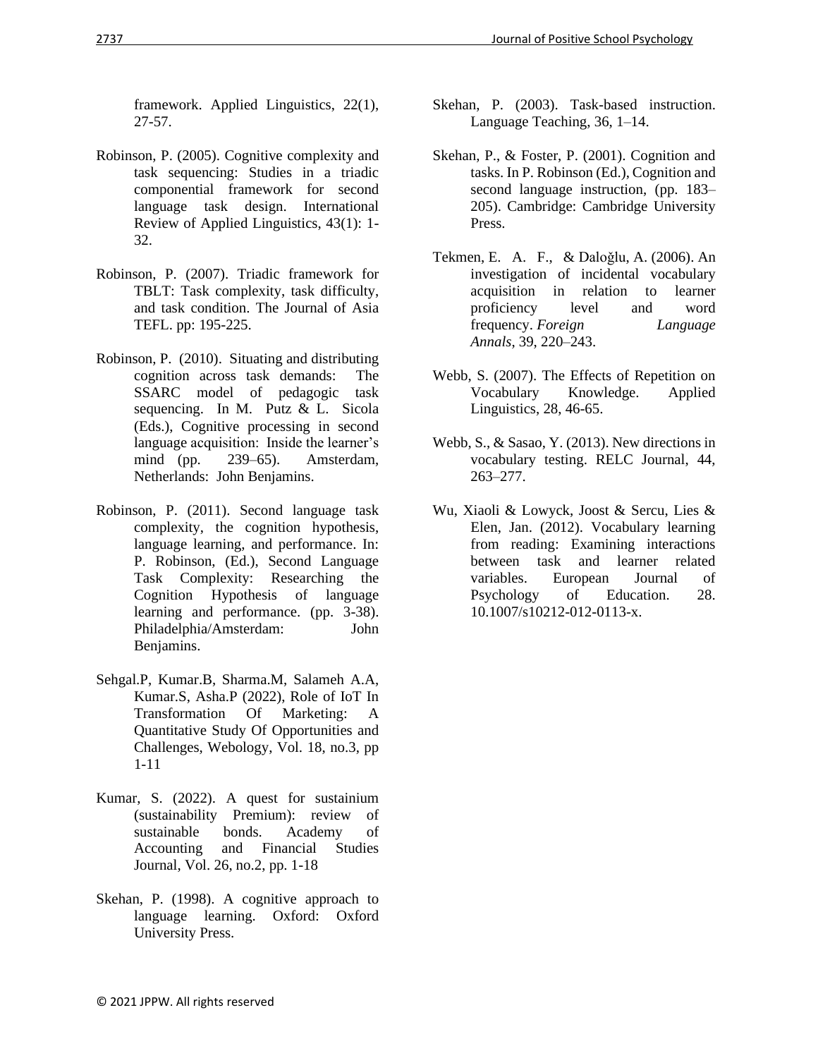framework. Applied Linguistics, 22(1), 27-57.

Robinson, P. (2005). Cognitive complexity and task sequencing: Studies in a triadic componential framework for second language task design. International Review of Applied Linguistics, 43(1): 1-32.

Robinson, P. (2007). Triadic framework for TBLT: Task complexity, task difficulty, and task condition. The Journal of Asia TEFL. pp: 195-225.

Robinson, P. (2010). Situating and distributing cognition across task demands: The SSARC model of pedagogic task sequencing. In M. Putz & L. Sicola (Eds.), Cognitive processing in second language acquisition: Inside the learner's mind (pp. 239–65). Amsterdam, Netherlands: John Benjamins.

Robinson, P. (2011). Second language task complexity, the cognition hypothesis, language learning, and performance. In: P. Robinson, (Ed.), Second Language Task Complexity: Researching the Cognition Hypothesis of language learning and performance. (pp. 3-38). Philadelphia/Amsterdam: John Benjamins.

Sehgal.P, Kumar.B, Sharma.M, Salameh A.A, Kumar.S, Asha.P (2022), Role of IoT In Transformation Of Marketing: A Quantitative Study Of Opportunities and Challenges, Webology, Vol. 18, no.3, pp 1-11

Kumar, S. (2022). A quest for sustainium (sustainability Premium): review of sustainable bonds. Academy of Accounting and Financial Studies Journal, Vol. 26, no.2, pp. 1-18

Skehan, P. (1998). A cognitive approach to language learning. Oxford: Oxford University Press.

Skehan, P. (2003). Task-based instruction. Language Teaching, 36, 1–14.

Skehan, P., & Foster, P. (2001). Cognition and tasks. In P. Robinson (Ed.), Cognition and second language instruction, (pp. 183–205). Cambridge: Cambridge University Press.

Tekmen, E. A. F., & Daloğlu, A. (2006). An investigation of incidental vocabulary acquisition in relation to learner proficiency level and word frequency. *Foreign Language Annals*, 39, 220–243.

Webb, S. (2007). The Effects of Repetition on Vocabulary Knowledge. Applied Linguistics, 28, 46-65.

Webb, S., & Sasao, Y. (2013). New directions in vocabulary testing. RELC Journal, 44, 263–277.

Wu, Xiaoli & Lowyck, Joost & Sercu, Lies & Elen, Jan. (2012). Vocabulary learning from reading: Examining interactions between task and learner related variables. European Journal of Psychology of Education. 28. 10.1007/s10212-012-0113-x.